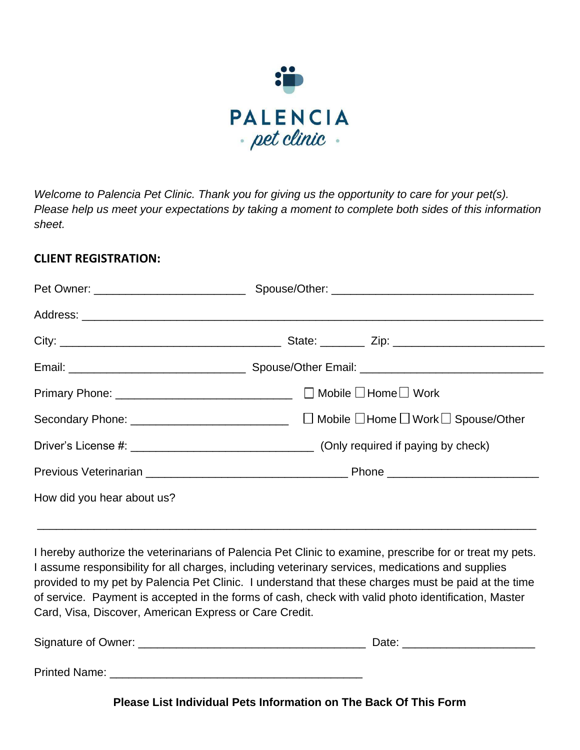# PALENCIA
*pet clinic*

*Welcome to Palencia Pet Clinic. Thank you for giving us the opportunity to care for your pet(s). Please help us meet your expectations by taking a moment to complete both sides of this information sheet.*

## CLIENT REGISTRATION:

Pet Owner: ________________________ Spouse/Other: ________________________________

Address: __________________________________________________________________________

City: ___________________________________ State: _______ Zip: ________________________

Email: ____________________________ Spouse/Other Email: ____________________________

Primary Phone: ____________________________ ☐ Mobile ☐ Home ☐ Work

Secondary Phone: _________________________ ☐ Mobile ☐ Home ☐ Work ☐ Spouse/Other

Driver's License #: _____________________________ (Only required if paying by check)

Previous Veterinarian ________________________________ Phone ________________________

How did you hear about us?

________________________________________________________________________________

I hereby authorize the veterinarians of Palencia Pet Clinic to examine, prescribe for or treat my pets. I assume responsibility for all charges, including veterinary services, medications and supplies provided to my pet by Palencia Pet Clinic. I understand that these charges must be paid at the time of service. Payment is accepted in the forms of cash, check with valid photo identification, Master Card, Visa, Discover, American Express or Care Credit.

Signature of Owner: ____________________________________ Date: _____________________

Printed Name: ________________________________________

**Please List Individual Pets Information on The Back Of This Form**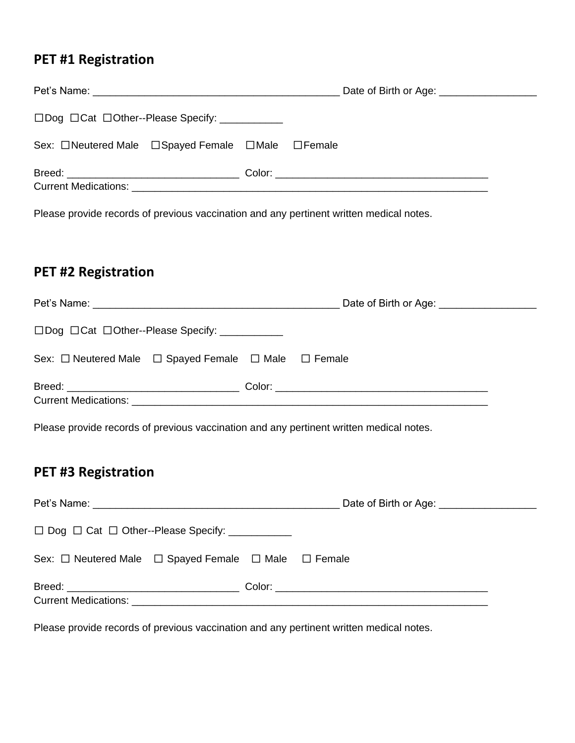## PET #1 Registration

Pet's Name: ___________________________________________ Date of Birth or Age: _________________

☐Dog ☐Cat ☐Other--Please Specify: ___________

Sex: ☐Neutered Male ☐Spayed Female ☐Male ☐Female

Breed: ______________________________ Color: _____________________________________
Current Medications: ______________________________________________________________

Please provide records of previous vaccination and any pertinent written medical notes.

## PET #2 Registration

Pet's Name: ___________________________________________ Date of Birth or Age: _________________

☐Dog ☐Cat ☐Other--Please Specify: ___________

Sex: ☐ Neutered Male ☐ Spayed Female ☐ Male ☐ Female

Breed: ______________________________ Color: _____________________________________
Current Medications: ______________________________________________________________

Please provide records of previous vaccination and any pertinent written medical notes.

## PET #3 Registration

Pet's Name: ___________________________________________ Date of Birth or Age: _________________

☐ Dog ☐ Cat ☐ Other--Please Specify: ___________

Sex: ☐ Neutered Male ☐ Spayed Female ☐ Male ☐ Female

Breed: ______________________________ Color: _____________________________________
Current Medications: ______________________________________________________________

Please provide records of previous vaccination and any pertinent written medical notes.